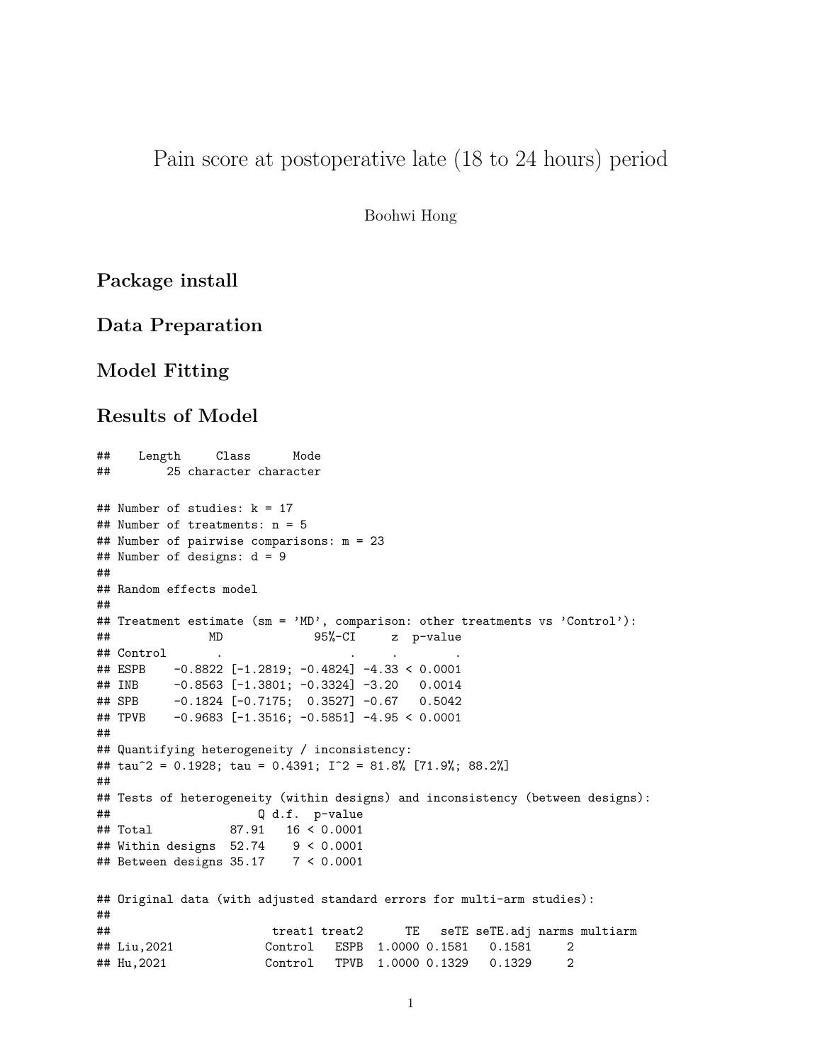# Pain score at postoperative late (18 to 24 hours) period

Boohwi Hong

## Package install

## Data Preparation

## Model Fitting

## Results of Model

```
##    Length     Class      Mode
##        25 character character
```

```
## Number of studies: k = 17
## Number of treatments: n = 5
## Number of pairwise comparisons: m = 23
## Number of designs: d = 9
##
## Random effects model
##
## Treatment estimate (sm = 'MD', comparison: other treatments vs 'Control'):
##              MD             95%-CI     z  p-value
## Control       .                  .     .        .
## ESPB    -0.8822 [-1.2819; -0.4824] -4.33 < 0.0001
## INB     -0.8563 [-1.3801; -0.3324] -3.20   0.0014
## SPB     -0.1824 [-0.7175;  0.3527] -0.67   0.5042
## TPVB    -0.9683 [-1.3516; -0.5851] -4.95 < 0.0001
##
## Quantifying heterogeneity / inconsistency:
## tau^2 = 0.1928; tau = 0.4391; I^2 = 81.8% [71.9%; 88.2%]
##
## Tests of heterogeneity (within designs) and inconsistency (between designs):
##                     Q d.f.  p-value
## Total           87.91   16 < 0.0001
## Within designs  52.74    9 < 0.0001
## Between designs 35.17    7 < 0.0001
```

```
## Original data (with adjusted standard errors for multi-arm studies):
##
##                       treat1 treat2      TE   seTE seTE.adj narms multiarm
## Liu,2021             Control   ESPB  1.0000 0.1581   0.1581     2
## Hu,2021              Control   TPVB  1.0000 0.1329   0.1329     2
```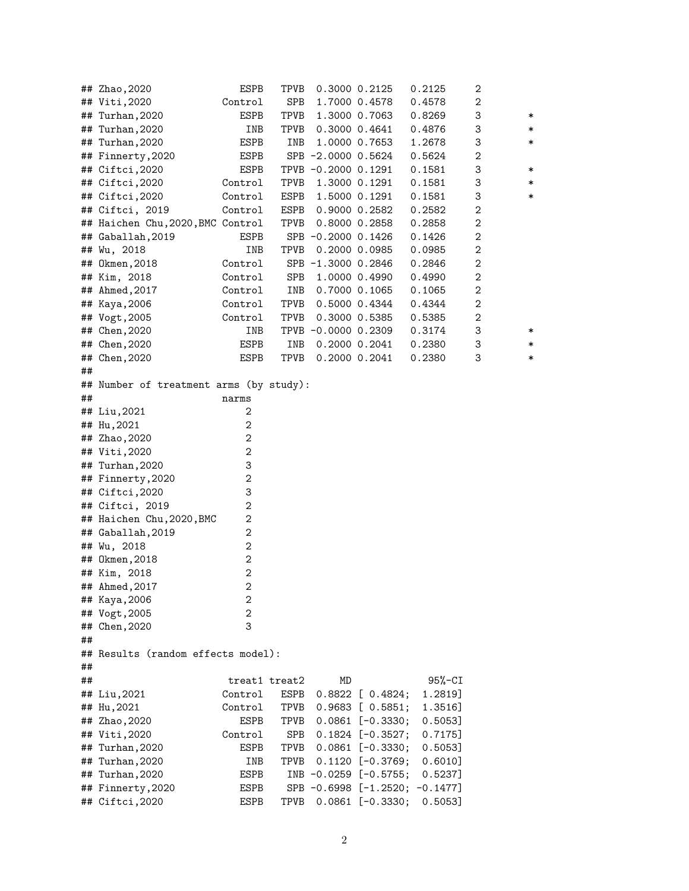```
## Zhao,2020              ESPB   TPVB  0.3000 0.2125    0.2125     2
## Viti,2020           Control    SPB  1.7000 0.4578    0.4578     2
## Turhan,2020            ESPB   TPVB  1.3000 0.7063    0.8269     3        *
## Turhan,2020             INB   TPVB  0.3000 0.4641    0.4876     3        *
## Turhan,2020            ESPB    INB  1.0000 0.7653    1.2678     3        *
## Finnerty,2020          ESPB    SPB -2.0000 0.5624    0.5624     2
## Ciftci,2020            ESPB   TPVB -0.2000 0.1291    0.1581     3        *
## Ciftci,2020         Control   TPVB  1.3000 0.1291    0.1581     3        *
## Ciftci,2020         Control   ESPB  1.5000 0.1291    0.1581     3        *
## Ciftci, 2019        Control   ESPB  0.9000 0.2582    0.2582     2
## Haichen Chu,2020,BMC Control   TPVB  0.8000 0.2858    0.2858     2
## Gaballah,2019          ESPB    SPB -0.2000 0.1426    0.1426     2
## Wu, 2018                INB   TPVB  0.2000 0.0985    0.0985     2
## Okmen,2018          Control    SPB -1.3000 0.2846    0.2846     2
## Kim, 2018           Control    SPB  1.0000 0.4990    0.4990     2
## Ahmed,2017          Control    INB  0.7000 0.1065    0.1065     2
## Kaya,2006           Control   TPVB  0.5000 0.4344    0.4344     2
## Vogt,2005           Control   TPVB  0.3000 0.5385    0.5385     2
## Chen,2020               INB   TPVB -0.0000 0.2309    0.3174     3        *
## Chen,2020              ESPB    INB  0.2000 0.2041    0.2380     3        *
## Chen,2020              ESPB   TPVB  0.2000 0.2041    0.2380     3        *
##
## Number of treatment arms (by study):
##                     narms
## Liu,2021                2
## Hu,2021                 2
## Zhao,2020               2
## Viti,2020               2
## Turhan,2020             3
## Finnerty,2020           2
## Ciftci,2020             3
## Ciftci, 2019            2
## Haichen Chu,2020,BMC    2
## Gaballah,2019           2
## Wu, 2018                2
## Okmen,2018              2
## Kim, 2018               2
## Ahmed,2017              2
## Kaya,2006               2
## Vogt,2005               2
## Chen,2020               3
##
## Results (random effects model):
##
##                     treat1 treat2      MD             95%-CI
## Liu,2021            Control   ESPB  0.8822 [ 0.4824;  1.2819]
## Hu,2021             Control   TPVB  0.9683 [ 0.5851;  1.3516]
## Zhao,2020              ESPB   TPVB  0.0861 [-0.3330;  0.5053]
## Viti,2020           Control    SPB  0.1824 [-0.3527;  0.7175]
## Turhan,2020            ESPB   TPVB  0.0861 [-0.3330;  0.5053]
## Turhan,2020             INB   TPVB  0.1120 [-0.3769;  0.6010]
## Turhan,2020            ESPB    INB -0.0259 [-0.5755;  0.5237]
## Finnerty,2020          ESPB    SPB -0.6998 [-1.2520; -0.1477]
## Ciftci,2020            ESPB   TPVB  0.0861 [-0.3330;  0.5053]
```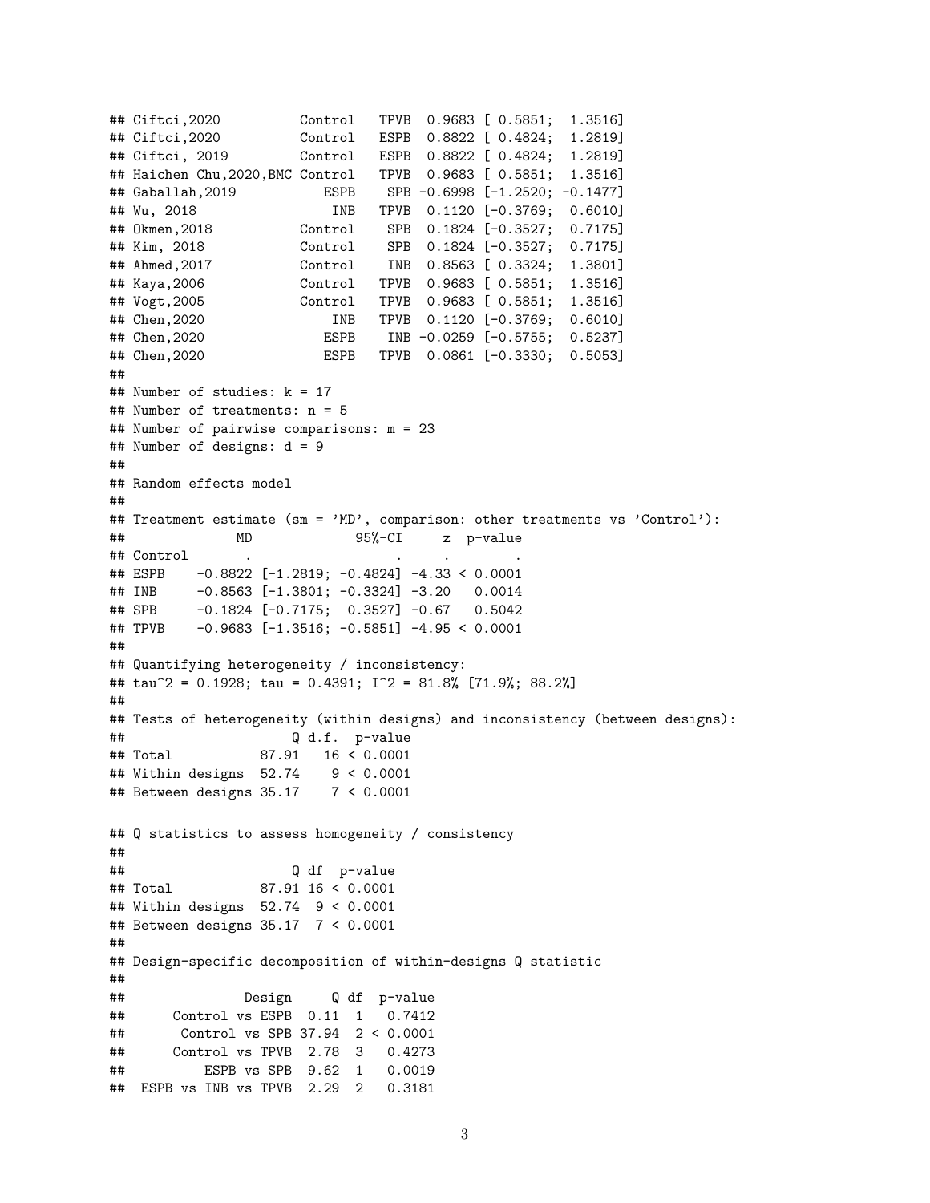```
## Ciftci,2020          Control   TPVB  0.9683 [ 0.5851;  1.3516]
## Ciftci,2020          Control   ESPB  0.8822 [ 0.4824;  1.2819]
## Ciftci, 2019         Control   ESPB  0.8822 [ 0.4824;  1.2819]
## Haichen Chu,2020,BMC Control   TPVB  0.9683 [ 0.5851;  1.3516]
## Gaballah,2019           ESPB    SPB -0.6998 [-1.2520; -0.1477]
## Wu, 2018                 INB   TPVB  0.1120 [-0.3769;  0.6010]
## Okmen,2018           Control    SPB  0.1824 [-0.3527;  0.7175]
## Kim, 2018            Control    SPB  0.1824 [-0.3527;  0.7175]
## Ahmed,2017           Control    INB  0.8563 [ 0.3324;  1.3801]
## Kaya,2006            Control   TPVB  0.9683 [ 0.5851;  1.3516]
## Vogt,2005            Control   TPVB  0.9683 [ 0.5851;  1.3516]
## Chen,2020                INB   TPVB  0.1120 [-0.3769;  0.6010]
## Chen,2020               ESPB    INB -0.0259 [-0.5755;  0.5237]
## Chen,2020               ESPB   TPVB  0.0861 [-0.3330;  0.5053]
##
## Number of studies: k = 17
## Number of treatments: n = 5
## Number of pairwise comparisons: m = 23
## Number of designs: d = 9
##
## Random effects model
##
## Treatment estimate (sm = 'MD', comparison: other treatments vs 'Control'):
##              MD             95%-CI     z  p-value
## Control       .                  .     .        .
## ESPB    -0.8822 [-1.2819; -0.4824] -4.33 < 0.0001
## INB     -0.8563 [-1.3801; -0.3324] -3.20   0.0014
## SPB     -0.1824 [-0.7175;  0.3527] -0.67   0.5042
## TPVB    -0.9683 [-1.3516; -0.5851] -4.95 < 0.0001
##
## Quantifying heterogeneity / inconsistency:
## tau^2 = 0.1928; tau = 0.4391; I^2 = 81.8% [71.9%; 88.2%]
##
## Tests of heterogeneity (within designs) and inconsistency (between designs):
##                      Q d.f.  p-value
## Total            87.91   16 < 0.0001
## Within designs   52.74    9 < 0.0001
## Between designs  35.17    7 < 0.0001

## Q statistics to assess homogeneity / consistency
##
##                      Q df  p-value
## Total            87.91 16 < 0.0001
## Within designs   52.74  9 < 0.0001
## Between designs  35.17  7 < 0.0001
##
## Design-specific decomposition of within-designs Q statistic
##
##               Design     Q df  p-value
##      Control vs ESPB  0.11  1   0.7412
##       Control vs SPB 37.94  2 < 0.0001
##      Control vs TPVB  2.78  3   0.4273
##          ESPB vs SPB  9.62  1   0.0019
##  ESPB vs INB vs TPVB  2.29  2   0.3181
```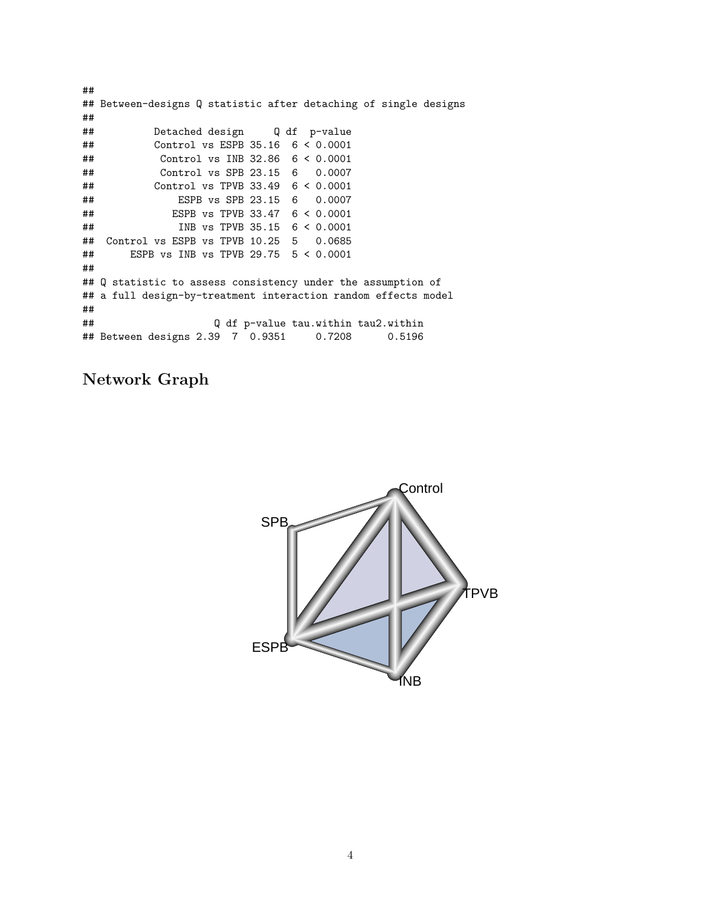```
##
## Between-designs Q statistic after detaching of single designs
##
##          Detached design     Q df  p-value
##          Control vs ESPB 35.16  6 < 0.0001
##           Control vs INB 32.86  6 < 0.0001
##           Control vs SPB 23.15  6   0.0007
##          Control vs TPVB 33.49  6 < 0.0001
##              ESPB vs SPB 23.15  6   0.0007
##             ESPB vs TPVB 33.47  6 < 0.0001
##              INB vs TPVB 35.15  6 < 0.0001
##  Control vs ESPB vs TPVB 10.25  5   0.0685
##      ESPB vs INB vs TPVB 29.75  5 < 0.0001
##
## Q statistic to assess consistency under the assumption of
## a full design-by-treatment interaction random effects model
##
##                    Q df p-value tau.within tau2.within
## Between designs 2.39  7  0.9351     0.7208      0.5196
```

## Network Graph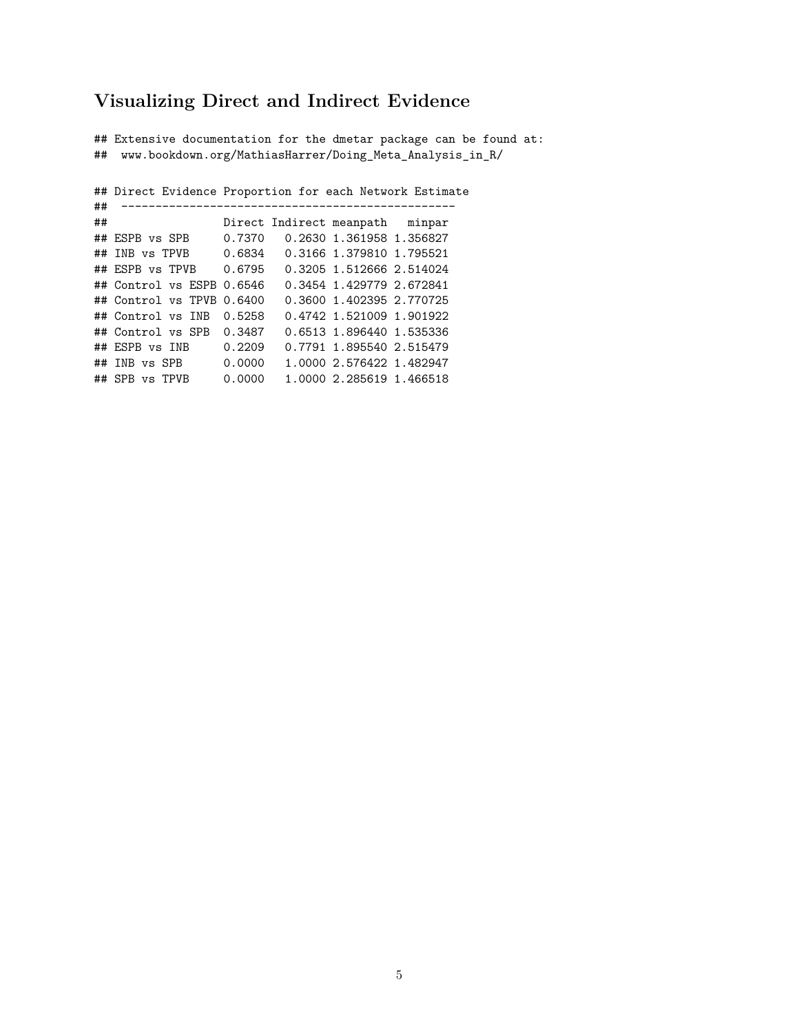# Visualizing Direct and Indirect Evidence

```
## Extensive documentation for the dmetar package can be found at:
##  www.bookdown.org/MathiasHarrer/Doing_Meta_Analysis_in_R/

## Direct Evidence Proportion for each Network Estimate
##  -------------------------------------------------
##                  Direct Indirect meanpath   minpar
## ESPB vs SPB     0.7370   0.2630 1.361958 1.356827
## INB vs TPVB     0.6834   0.3166 1.379810 1.795521
## ESPB vs TPVB    0.6795   0.3205 1.512666 2.514024
## Control vs ESPB 0.6546   0.3454 1.429779 2.672841
## Control vs TPVB 0.6400   0.3600 1.402395 2.770725
## Control vs INB  0.5258   0.4742 1.521009 1.901922
## Control vs SPB  0.3487   0.6513 1.896440 1.535336
## ESPB vs INB     0.2209   0.7791 1.895540 2.515479
## INB vs SPB      0.0000   1.0000 2.576422 1.482947
## SPB vs TPVB     0.0000   1.0000 2.285619 1.466518
```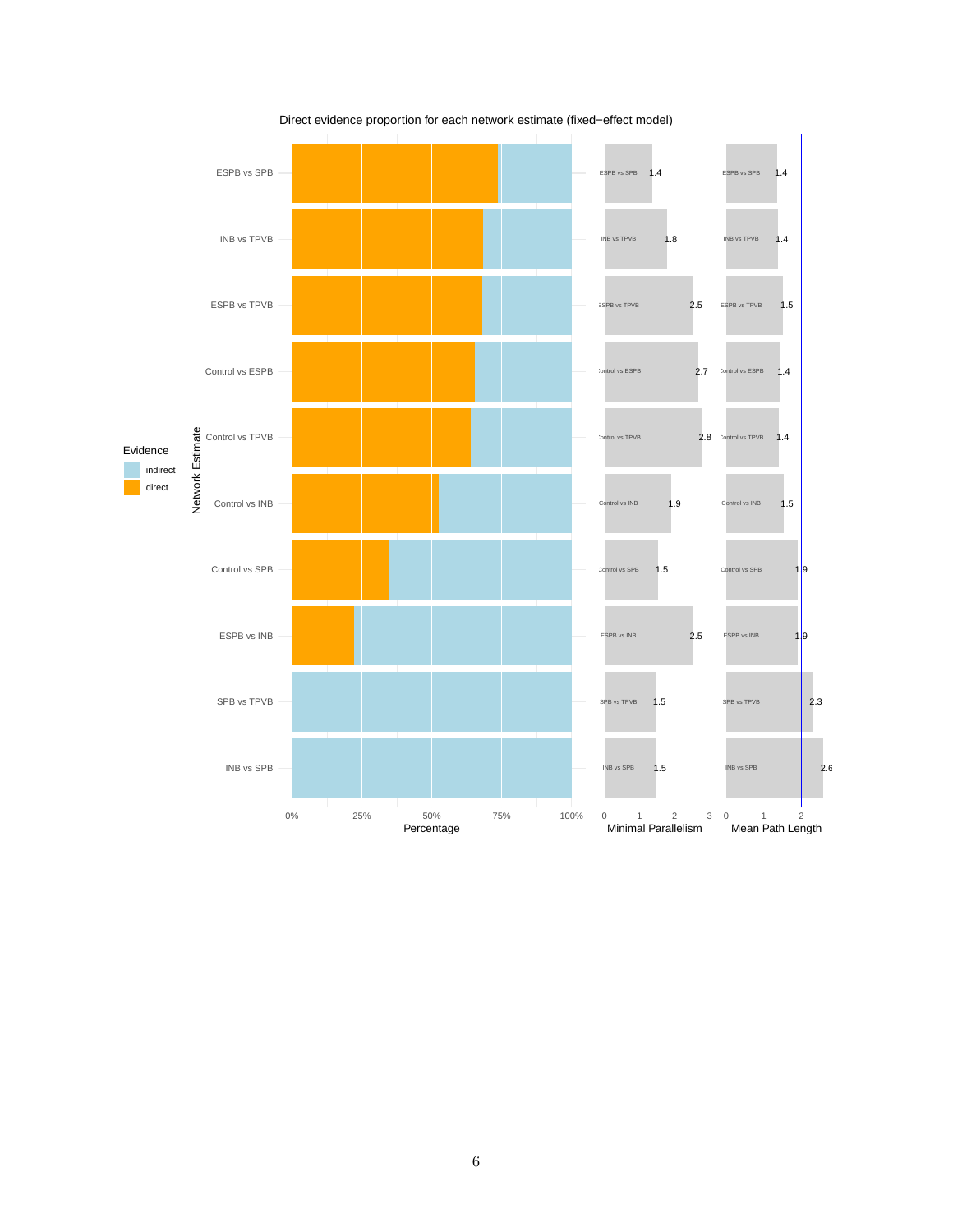Direct evidence proportion for each network estimate (fixed−effect model)

| Network Estimate | Minimal Parallelism | Mean Path Length |
|---|---|---|
| ESPB vs SPB | 1.4 | 1.4 |
| INB vs TPVB | 1.8 | 1.4 |
| ESPB vs TPVB | 2.5 | 1.5 |
| Control vs ESPB | 2.7 | 1.4 |
| Control vs TPVB | 2.8 | 1.4 |
| Control vs INB | 1.9 | 1.5 |
| Control vs SPB | 1.5 | 1.9 |
| ESPB vs INB | 2.5 | 1.9 |
| SPB vs TPVB | 1.5 | 2.3 |
| INB vs SPB | 1.5 | 2.6 |

Evidence: indirect, direct

Percentage: 0%, 25%, 50%, 75%, 100%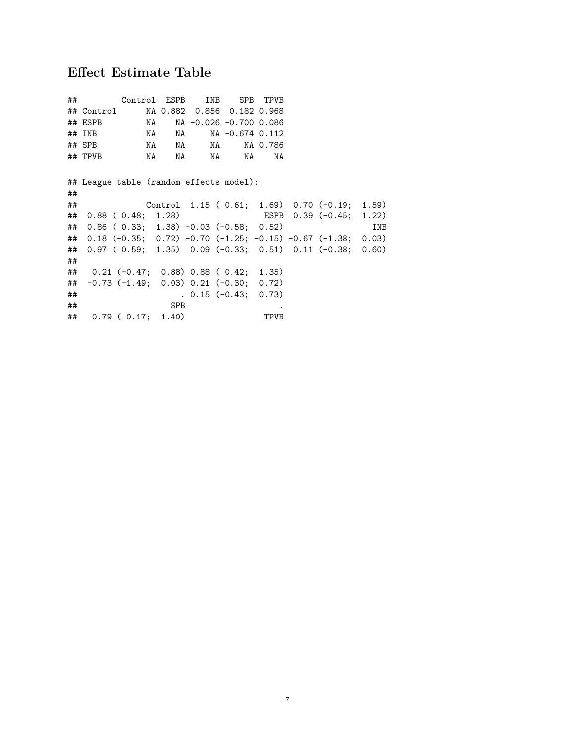## Effect Estimate Table

```
##         Control  ESPB    INB    SPB  TPVB
## Control      NA 0.882  0.856  0.182 0.968
## ESPB         NA    NA -0.026 -0.700 0.086
## INB          NA    NA     NA -0.674 0.112
## SPB          NA    NA     NA     NA 0.786
## TPVB         NA    NA     NA     NA    NA

## League table (random effects model):
##
##              Control  1.15 ( 0.61;  1.69)  0.70 (-0.19;  1.59)
##  0.88 ( 0.48;  1.28)                 ESPB  0.39 (-0.45;  1.22)
##  0.86 ( 0.33;  1.38) -0.03 (-0.58;  0.52)                  INB
##  0.18 (-0.35;  0.72) -0.70 (-1.25; -0.15) -0.67 (-1.38;  0.03)
##  0.97 ( 0.59;  1.35)  0.09 (-0.33;  0.51)  0.11 (-0.38;  0.60)
##
##   0.21 (-0.47;  0.88) 0.88 ( 0.42;  1.35)
##  -0.73 (-1.49;  0.03) 0.21 (-0.30;  0.72)
##                     . 0.15 (-0.43;  0.73)
##                   SPB                    .
##   0.79 ( 0.17;  1.40)                 TPVB
```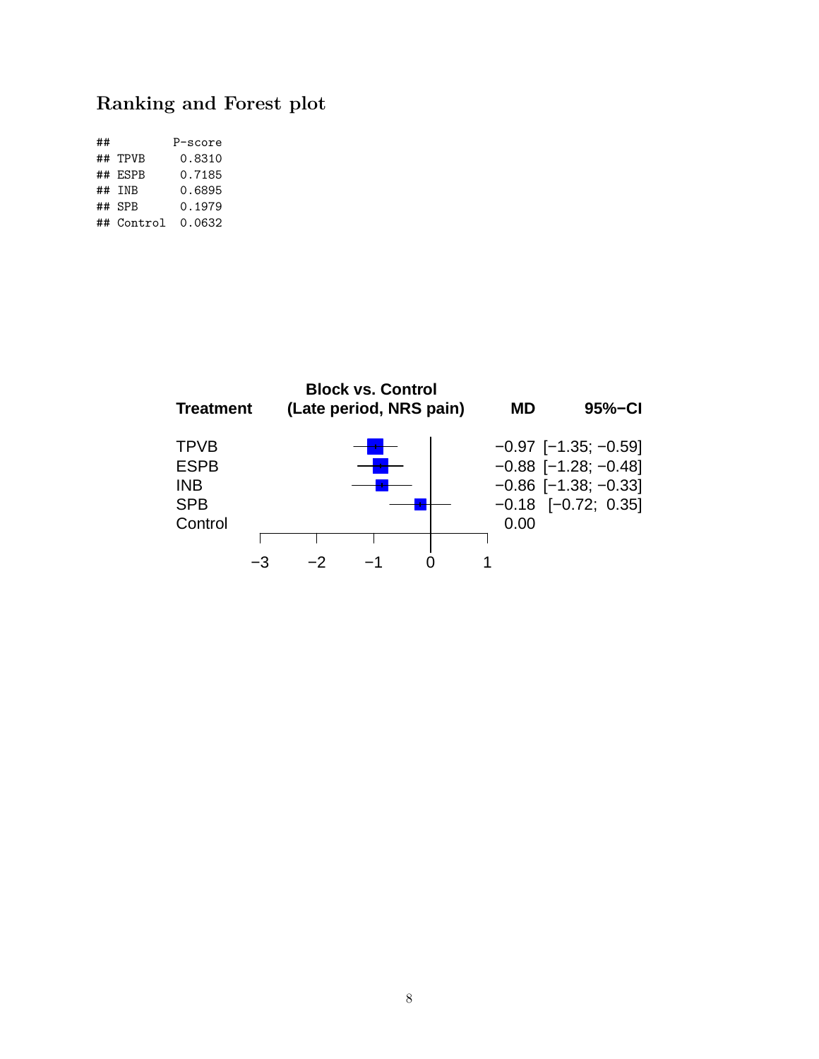### Ranking and Forest plot

```
##         P-score
## TPVB     0.8310
## ESPB     0.7185
## INB      0.6895
## SPB      0.1979
## Control  0.0632
```

**Block vs. Control (Late period, NRS pain)**

| Treatment | MD | 95%−CI |
|---|---|---|
| TPVB | −0.97 | [−1.35; −0.59] |
| ESPB | −0.88 | [−1.28; −0.48] |
| INB | −0.86 | [−1.38; −0.33] |
| SPB | −0.18 | [−0.72; 0.35] |
| Control | 0.00 | |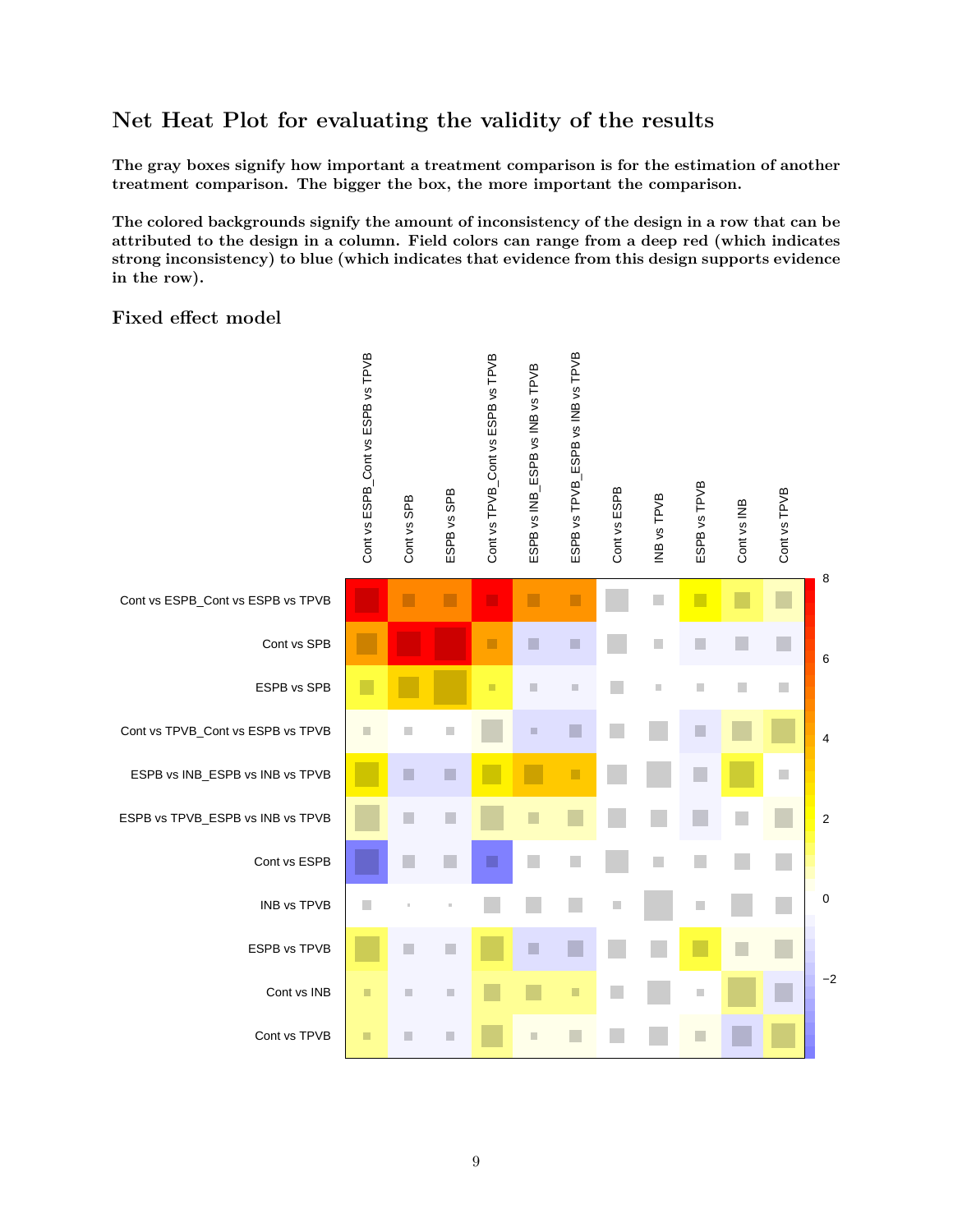## Net Heat Plot for evaluating the validity of the results

**The gray boxes signify how important a treatment comparison is for the estimation of another treatment comparison. The bigger the box, the more important the comparison.**

**The colored backgrounds signify the amount of inconsistency of the design in a row that can be attributed to the design in a column. Field colors can range from a deep red (which indicates strong inconsistency) to blue (which indicates that evidence from this design supports evidence in the row).**

### Fixed effect model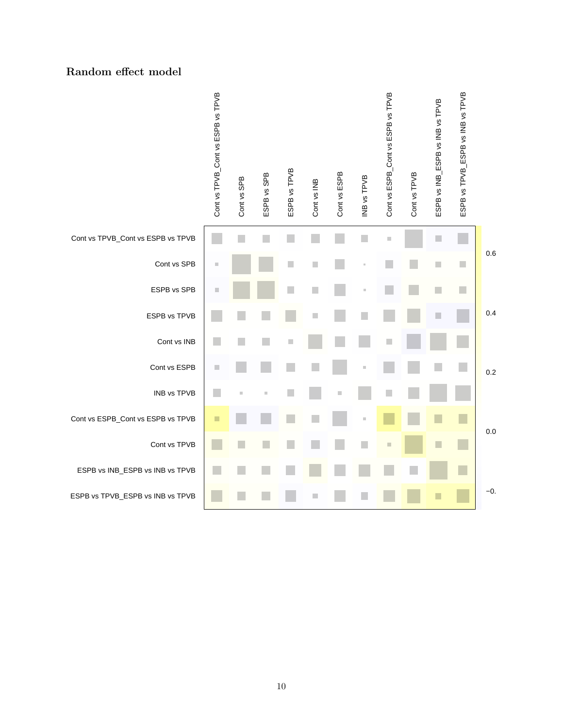## Random effect model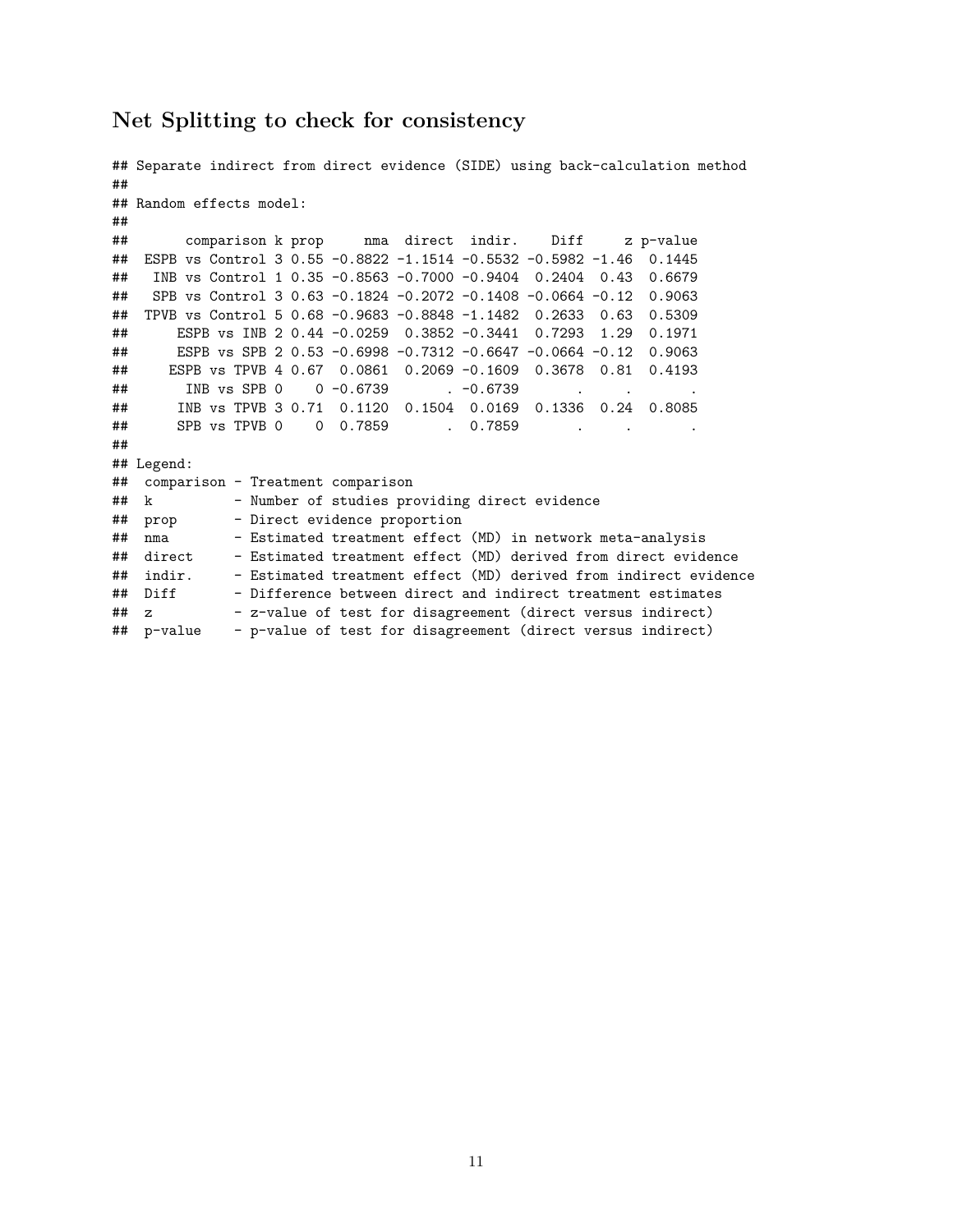## Net Splitting to check for consistency

```
## Separate indirect from direct evidence (SIDE) using back-calculation method
##
## Random effects model:
##
##       comparison k prop     nma  direct  indir.    Diff     z p-value
##  ESPB vs Control 3 0.55 -0.8822 -1.1514 -0.5532 -0.5982 -1.46  0.1445
##   INB vs Control 1 0.35 -0.8563 -0.7000 -0.9404  0.2404  0.43  0.6679
##   SPB vs Control 3 0.63 -0.1824 -0.2072 -0.1408 -0.0664 -0.12  0.9063
##  TPVB vs Control 5 0.68 -0.9683 -0.8848 -1.1482  0.2633  0.63  0.5309
##      ESPB vs INB 2 0.44 -0.0259  0.3852 -0.3441  0.7293  1.29  0.1971
##      ESPB vs SPB 2 0.53 -0.6998 -0.7312 -0.6647 -0.0664 -0.12  0.9063
##     ESPB vs TPVB 4 0.67  0.0861  0.2069 -0.1609  0.3678  0.81  0.4193
##       INB vs SPB 0    0 -0.6739       . -0.6739       .     .       .
##      INB vs TPVB 3 0.71  0.1120  0.1504  0.0169  0.1336  0.24  0.8085
##      SPB vs TPVB 0    0  0.7859       .  0.7859       .     .       .
##
## Legend:
##  comparison - Treatment comparison
##  k          - Number of studies providing direct evidence
##  prop       - Direct evidence proportion
##  nma        - Estimated treatment effect (MD) in network meta-analysis
##  direct     - Estimated treatment effect (MD) derived from direct evidence
##  indir.     - Estimated treatment effect (MD) derived from indirect evidence
##  Diff       - Difference between direct and indirect treatment estimates
##  z          - z-value of test for disagreement (direct versus indirect)
##  p-value    - p-value of test for disagreement (direct versus indirect)
```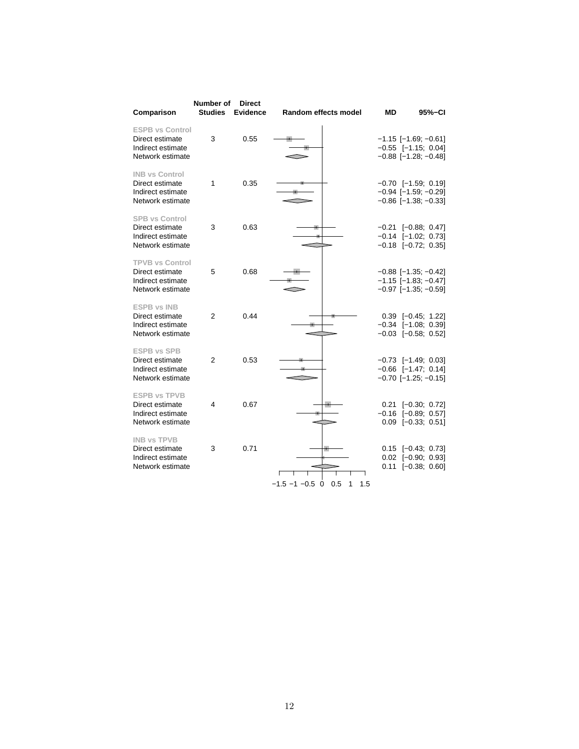| Comparison | Number of Studies | Direct Evidence | Random effects model | MD | 95%−CI |
|---|---|---|---|---|---|
| **ESPB vs Control** | | | | | |
| Direct estimate | 3 | 0.55 | | −1.15 | [−1.69; −0.61] |
| Indirect estimate | | | | −0.55 | [−1.15; 0.04] |
| Network estimate | | | | −0.88 | [−1.28; −0.48] |
| **INB vs Control** | | | | | |
| Direct estimate | 1 | 0.35 | | −0.70 | [−1.59; 0.19] |
| Indirect estimate | | | | −0.94 | [−1.59; −0.29] |
| Network estimate | | | | −0.86 | [−1.38; −0.33] |
| **SPB vs Control** | | | | | |
| Direct estimate | 3 | 0.63 | | −0.21 | [−0.88; 0.47] |
| Indirect estimate | | | | −0.14 | [−1.02; 0.73] |
| Network estimate | | | | −0.18 | [−0.72; 0.35] |
| **TPVB vs Control** | | | | | |
| Direct estimate | 5 | 0.68 | | −0.88 | [−1.35; −0.42] |
| Indirect estimate | | | | −1.15 | [−1.83; −0.47] |
| Network estimate | | | | −0.97 | [−1.35; −0.59] |
| **ESPB vs INB** | | | | | |
| Direct estimate | 2 | 0.44 | | 0.39 | [−0.45; 1.22] |
| Indirect estimate | | | | −0.34 | [−1.08; 0.39] |
| Network estimate | | | | −0.03 | [−0.58; 0.52] |
| **ESPB vs SPB** | | | | | |
| Direct estimate | 2 | 0.53 | | −0.73 | [−1.49; 0.03] |
| Indirect estimate | | | | −0.66 | [−1.47; 0.14] |
| Network estimate | | | | −0.70 | [−1.25; −0.15] |
| **ESPB vs TPVB** | | | | | |
| Direct estimate | 4 | 0.67 | | 0.21 | [−0.30; 0.72] |
| Indirect estimate | | | | −0.16 | [−0.89; 0.57] |
| Network estimate | | | | 0.09 | [−0.33; 0.51] |
| **INB vs TPVB** | | | | | |
| Direct estimate | 3 | 0.71 | | 0.15 | [−0.43; 0.73] |
| Indirect estimate | | | | 0.02 | [−0.90; 0.93] |
| Network estimate | | | | 0.11 | [−0.38; 0.60] |

−1.5 −1 −0.5 0 0.5 1 1.5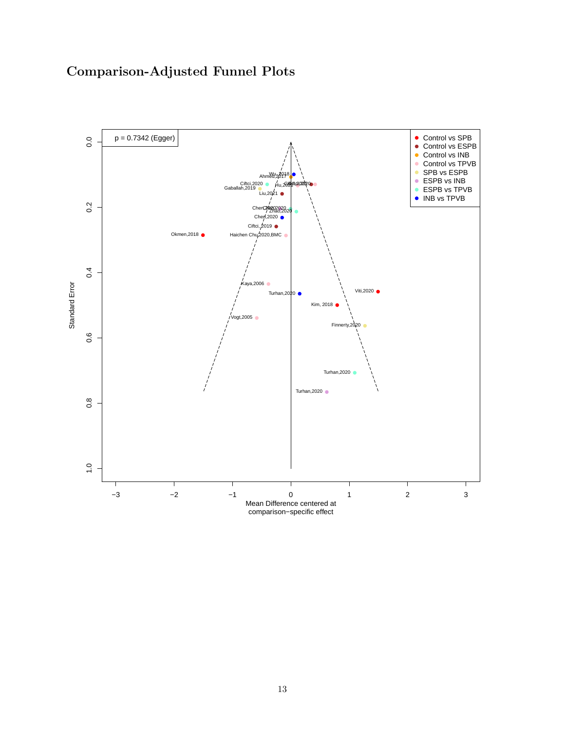# Comparison-Adjusted Funnel Plots

p = 0.7342 (Egger)

Control vs SPB
Control vs ESPB
Control vs INB
Control vs TPVB
SPB vs ESPB
ESPB vs INB
ESPB vs TPVB
INB vs TPVB

Wu, 2018
Ahmed, 2017
Ciftci, 2020
Gaballah, 2019
Hu, 2021
Gürkan, 2020
Liu, 2021
Chen, 2020
Zhao, 2020
Chen, 2020
Ciftci, 2019
Okmen, 2018
Haichen Chu, 2020, BMC
Kaya, 2006
Turhan, 2020
Viti, 2020
Kim, 2018
Vogt, 2005
Finnerty, 2020
Turhan, 2020
Turhan, 2020

Standard Error

0.0
0.2
0.4
0.6
0.8
1.0

−3
−2
−1
0
1
2
3

Mean Difference centered at comparison−specific effect